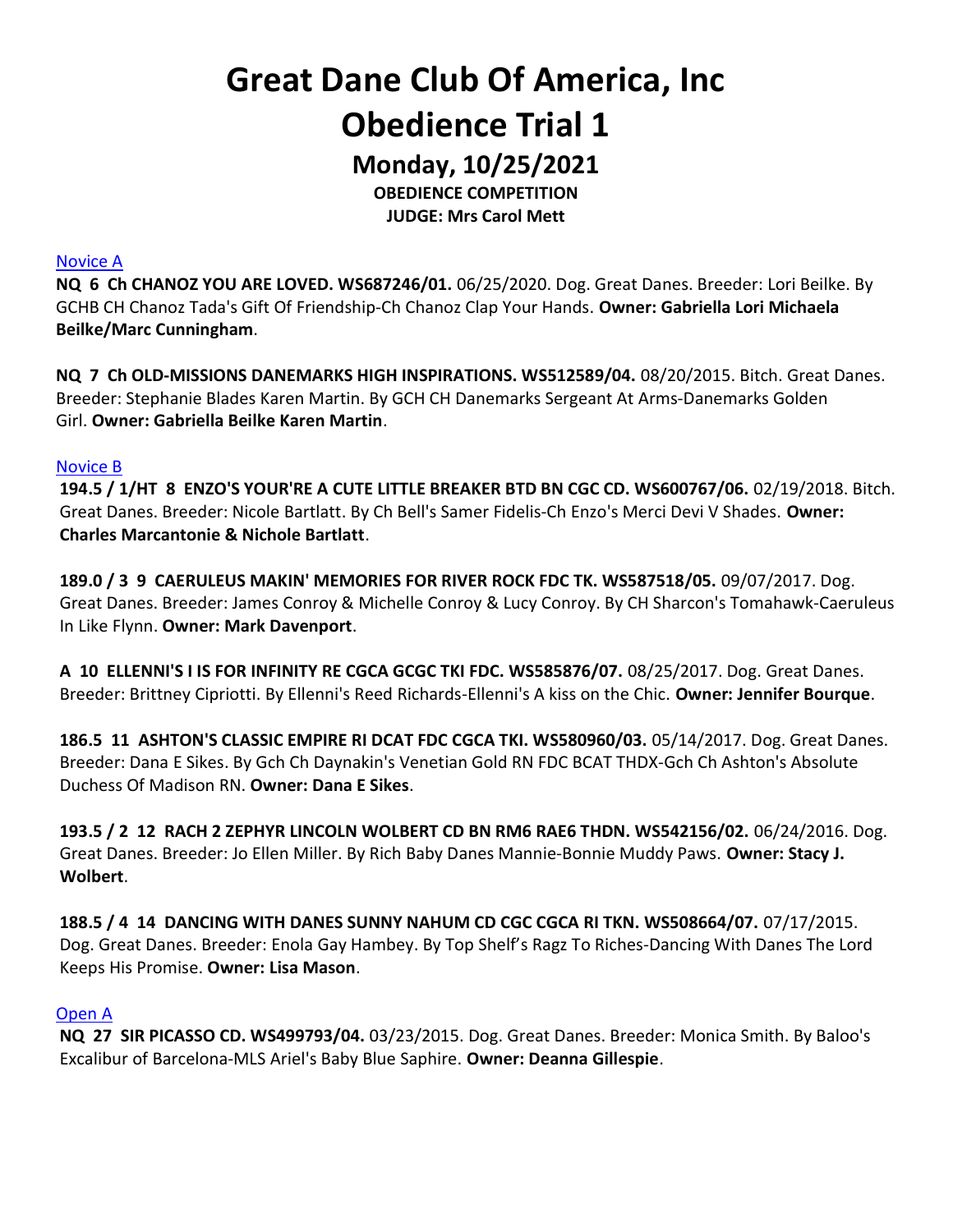# Great Dane Club Of America, Inc
# Obedience Trial 1

## Monday, 10/25/2021

**OBEDIENCE COMPETITION**

**JUDGE: Mrs Carol Mett**

### Novice A

**NQ 6 Ch CHANOZ YOU ARE LOVED. WS687246/01.** 06/25/2020. Dog. Great Danes. Breeder: Lori Beilke. By GCHB CH Chanoz Tada's Gift Of Friendship-Ch Chanoz Clap Your Hands. **Owner: Gabriella Lori Michaela Beilke/Marc Cunningham**.

**NQ 7 Ch OLD-MISSIONS DANEMARKS HIGH INSPIRATIONS. WS512589/04.** 08/20/2015. Bitch. Great Danes. Breeder: Stephanie Blades Karen Martin. By GCH CH Danemarks Sergeant At Arms-Danemarks Golden Girl. **Owner: Gabriella Beilke Karen Martin**.

### Novice B

**194.5 / 1/HT 8 ENZO'S YOUR'RE A CUTE LITTLE BREAKER BTD BN CGC CD. WS600767/06.** 02/19/2018. Bitch. Great Danes. Breeder: Nicole Bartlatt. By Ch Bell's Samer Fidelis-Ch Enzo's Merci Devi V Shades. **Owner: Charles Marcantonie & Nichole Bartlatt**.

**189.0 / 3 9 CAERULEUS MAKIN' MEMORIES FOR RIVER ROCK FDC TK. WS587518/05.** 09/07/2017. Dog. Great Danes. Breeder: James Conroy & Michelle Conroy & Lucy Conroy. By CH Sharcon's Tomahawk-Caeruleus In Like Flynn. **Owner: Mark Davenport**.

**A 10 ELLENNI'S I IS FOR INFINITY RE CGCA GCGC TKI FDC. WS585876/07.** 08/25/2017. Dog. Great Danes. Breeder: Brittney Cipriotti. By Ellenni's Reed Richards-Ellenni's A kiss on the Chic. **Owner: Jennifer Bourque**.

**186.5 11 ASHTON'S CLASSIC EMPIRE RI DCAT FDC CGCA TKI. WS580960/03.** 05/14/2017. Dog. Great Danes. Breeder: Dana E Sikes. By Gch Ch Daynakin's Venetian Gold RN FDC BCAT THDX-Gch Ch Ashton's Absolute Duchess Of Madison RN. **Owner: Dana E Sikes**.

**193.5 / 2 12 RACH 2 ZEPHYR LINCOLN WOLBERT CD BN RM6 RAE6 THDN. WS542156/02.** 06/24/2016. Dog. Great Danes. Breeder: Jo Ellen Miller. By Rich Baby Danes Mannie-Bonnie Muddy Paws. **Owner: Stacy J. Wolbert**.

**188.5 / 4 14 DANCING WITH DANES SUNNY NAHUM CD CGC CGCA RI TKN. WS508664/07.** 07/17/2015. Dog. Great Danes. Breeder: Enola Gay Hambey. By Top Shelf's Ragz To Riches-Dancing With Danes The Lord Keeps His Promise. **Owner: Lisa Mason**.

### Open A

**NQ 27 SIR PICASSO CD. WS499793/04.** 03/23/2015. Dog. Great Danes. Breeder: Monica Smith. By Baloo's Excalibur of Barcelona-MLS Ariel's Baby Blue Saphire. **Owner: Deanna Gillespie**.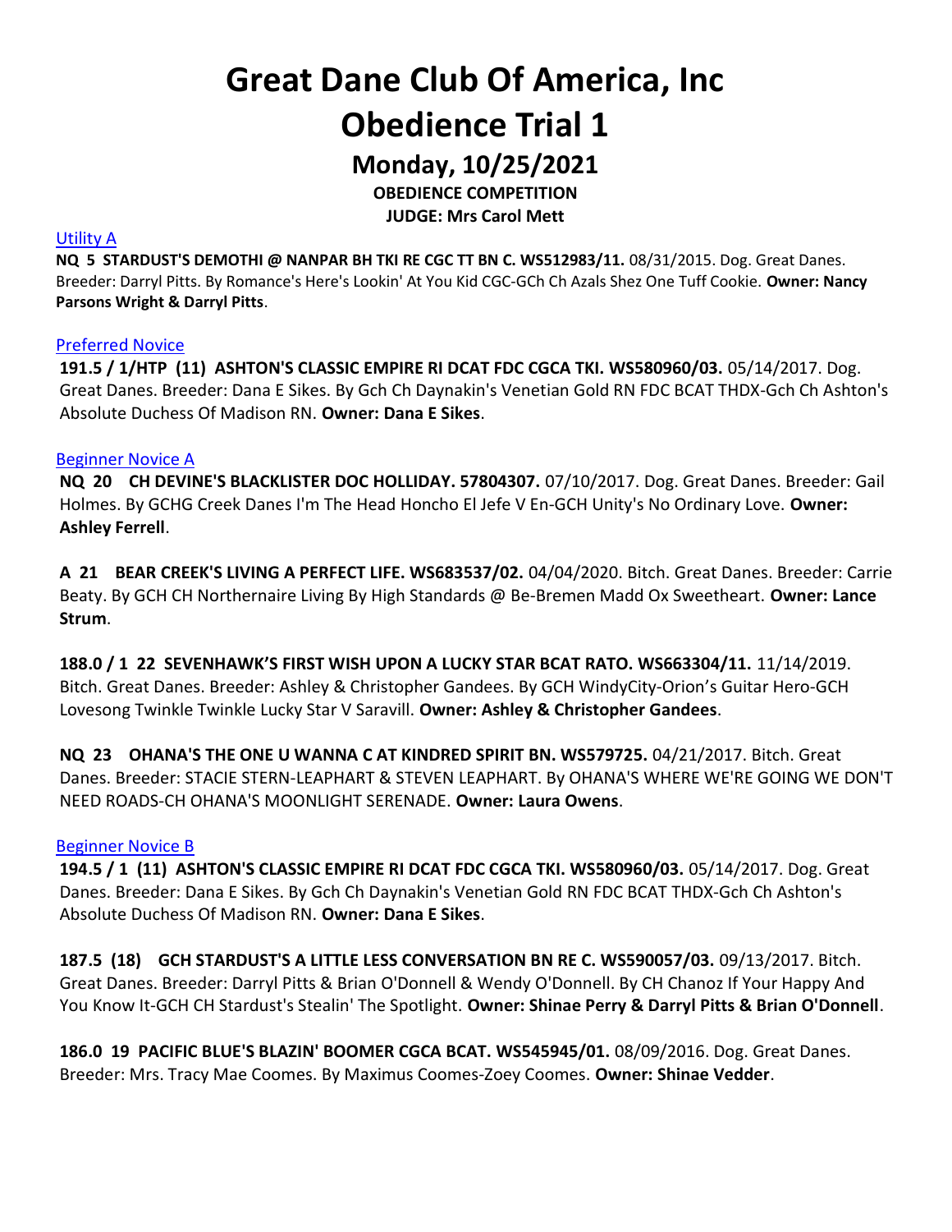# Great Dane Club Of America, Inc
# Obedience Trial 1
## Monday, 10/25/2021
### OBEDIENCE COMPETITION
### JUDGE: Mrs Carol Mett

[Utility A]

**NQ 5 STARDUST'S DEMOTHI @ NANPAR BH TKI RE CGC TT BN C. WS512983/11.** 08/31/2015. Dog. Great Danes. Breeder: Darryl Pitts. By Romance's Here's Lookin' At You Kid CGC-GCh Ch Azals Shez One Tuff Cookie. **Owner: Nancy Parsons Wright & Darryl Pitts**.

[Preferred Novice]

**191.5 / 1/HTP (11) ASHTON'S CLASSIC EMPIRE RI DCAT FDC CGCA TKI. WS580960/03.** 05/14/2017. Dog. Great Danes. Breeder: Dana E Sikes. By Gch Ch Daynakin's Venetian Gold RN FDC BCAT THDX-Gch Ch Ashton's Absolute Duchess Of Madison RN. **Owner: Dana E Sikes**.

[Beginner Novice A]

**NQ 20 CH DEVINE'S BLACKLISTER DOC HOLLIDAY. 57804307.** 07/10/2017. Dog. Great Danes. Breeder: Gail Holmes. By GCHG Creek Danes I'm The Head Honcho El Jefe V En-GCH Unity's No Ordinary Love. **Owner: Ashley Ferrell**.

**A 21 BEAR CREEK'S LIVING A PERFECT LIFE. WS683537/02.** 04/04/2020. Bitch. Great Danes. Breeder: Carrie Beaty. By GCH CH Northernaire Living By High Standards @ Be-Bremen Madd Ox Sweetheart. **Owner: Lance Strum**.

**188.0 / 1 22 SEVENHAWK'S FIRST WISH UPON A LUCKY STAR BCAT RATO. WS663304/11.** 11/14/2019. Bitch. Great Danes. Breeder: Ashley & Christopher Gandees. By GCH WindyCity-Orion's Guitar Hero-GCH Lovesong Twinkle Twinkle Lucky Star V Saravill. **Owner: Ashley & Christopher Gandees**.

**NQ 23 OHANA'S THE ONE U WANNA C AT KINDRED SPIRIT BN. WS579725.** 04/21/2017. Bitch. Great Danes. Breeder: STACIE STERN-LEAPHART & STEVEN LEAPHART. By OHANA'S WHERE WE'RE GOING WE DON'T NEED ROADS-CH OHANA'S MOONLIGHT SERENADE. **Owner: Laura Owens**.

[Beginner Novice B]

**194.5 / 1 (11) ASHTON'S CLASSIC EMPIRE RI DCAT FDC CGCA TKI. WS580960/03.** 05/14/2017. Dog. Great Danes. Breeder: Dana E Sikes. By Gch Ch Daynakin's Venetian Gold RN FDC BCAT THDX-Gch Ch Ashton's Absolute Duchess Of Madison RN. **Owner: Dana E Sikes**.

**187.5 (18) GCH STARDUST'S A LITTLE LESS CONVERSATION BN RE C. WS590057/03.** 09/13/2017. Bitch. Great Danes. Breeder: Darryl Pitts & Brian O'Donnell & Wendy O'Donnell. By CH Chanoz If Your Happy And You Know It-GCH CH Stardust's Stealin' The Spotlight. **Owner: Shinae Perry & Darryl Pitts & Brian O'Donnell**.

**186.0 19 PACIFIC BLUE'S BLAZIN' BOOMER CGCA BCAT. WS545945/01.** 08/09/2016. Dog. Great Danes. Breeder: Mrs. Tracy Mae Coomes. By Maximus Coomes-Zoey Coomes. **Owner: Shinae Vedder**.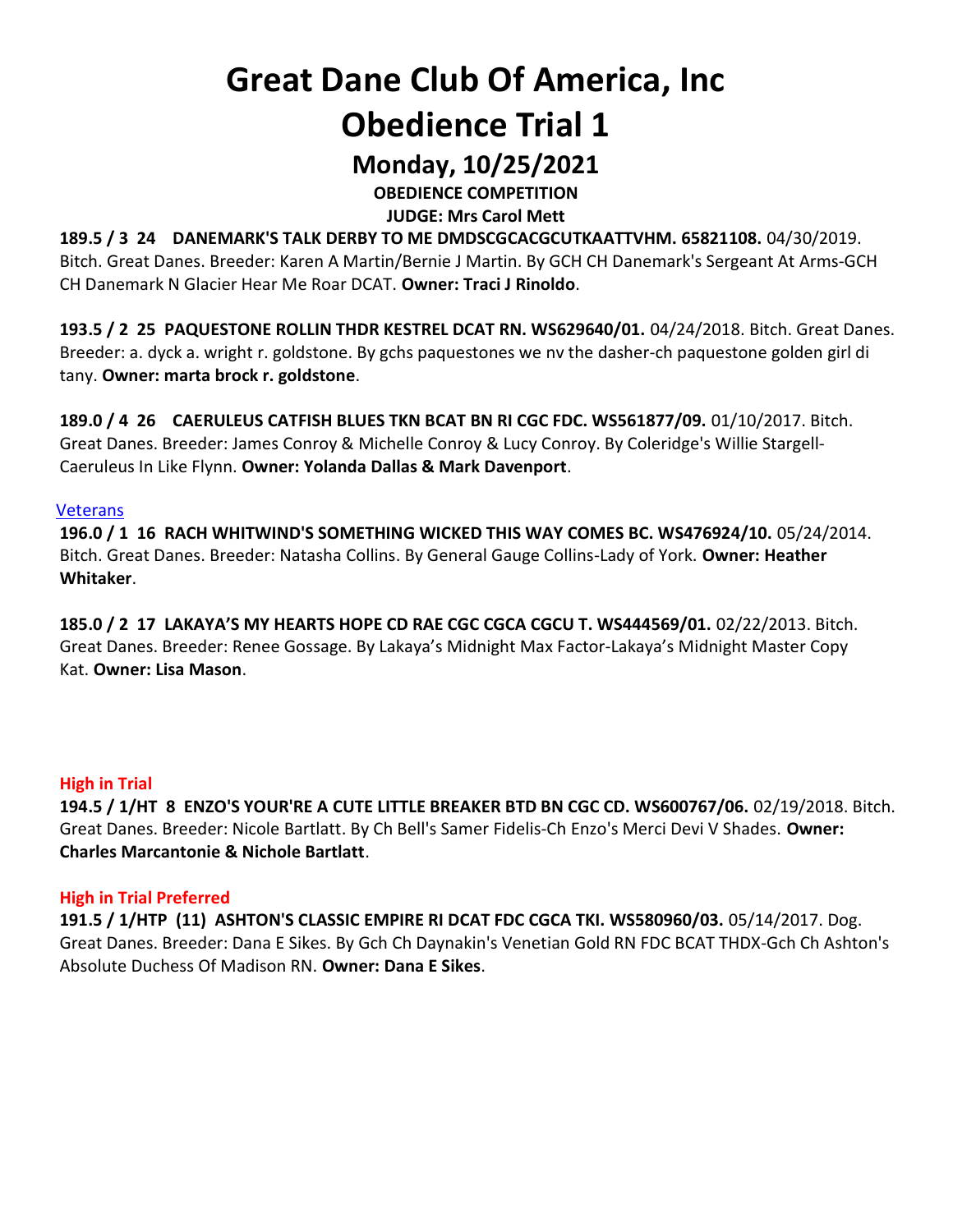# Great Dane Club Of America, Inc
# Obedience Trial 1

## Monday, 10/25/2021

**OBEDIENCE COMPETITION**

**JUDGE: Mrs Carol Mett**

**189.5 / 3 24 DANEMARK'S TALK DERBY TO ME DMDSCGCACGCUTKAATTVHM. 65821108.** 04/30/2019. Bitch. Great Danes. Breeder: Karen A Martin/Bernie J Martin. By GCH CH Danemark's Sergeant At Arms-GCH CH Danemark N Glacier Hear Me Roar DCAT. **Owner: Traci J Rinoldo**.

**193.5 / 2 25 PAQUESTONE ROLLIN THDR KESTREL DCAT RN. WS629640/01.** 04/24/2018. Bitch. Great Danes. Breeder: a. dyck a. wright r. goldstone. By gchs paquestones we nv the dasher-ch paquestone golden girl di tany. **Owner: marta brock r. goldstone**.

**189.0 / 4 26 CAERULEUS CATFISH BLUES TKN BCAT BN RI CGC FDC. WS561877/09.** 01/10/2017. Bitch. Great Danes. Breeder: James Conroy & Michelle Conroy & Lucy Conroy. By Coleridge's Willie Stargell-Caeruleus In Like Flynn. **Owner: Yolanda Dallas & Mark Davenport**.

Veterans

**196.0 / 1 16 RACH WHITWIND'S SOMETHING WICKED THIS WAY COMES BC. WS476924/10.** 05/24/2014. Bitch. Great Danes. Breeder: Natasha Collins. By General Gauge Collins-Lady of York. **Owner: Heather Whitaker**.

**185.0 / 2 17 LAKAYA'S MY HEARTS HOPE CD RAE CGC CGCA CGCU T. WS444569/01.** 02/22/2013. Bitch. Great Danes. Breeder: Renee Gossage. By Lakaya's Midnight Max Factor-Lakaya's Midnight Master Copy Kat. **Owner: Lisa Mason**.

**High in Trial**

**194.5 / 1/HT 8 ENZO'S YOUR'RE A CUTE LITTLE BREAKER BTD BN CGC CD. WS600767/06.** 02/19/2018. Bitch. Great Danes. Breeder: Nicole Bartlatt. By Ch Bell's Samer Fidelis-Ch Enzo's Merci Devi V Shades. **Owner: Charles Marcantonie & Nichole Bartlatt**.

**High in Trial Preferred**

**191.5 / 1/HTP (11) ASHTON'S CLASSIC EMPIRE RI DCAT FDC CGCA TKI. WS580960/03.** 05/14/2017. Dog. Great Danes. Breeder: Dana E Sikes. By Gch Ch Daynakin's Venetian Gold RN FDC BCAT THDX-Gch Ch Ashton's Absolute Duchess Of Madison RN. **Owner: Dana E Sikes**.